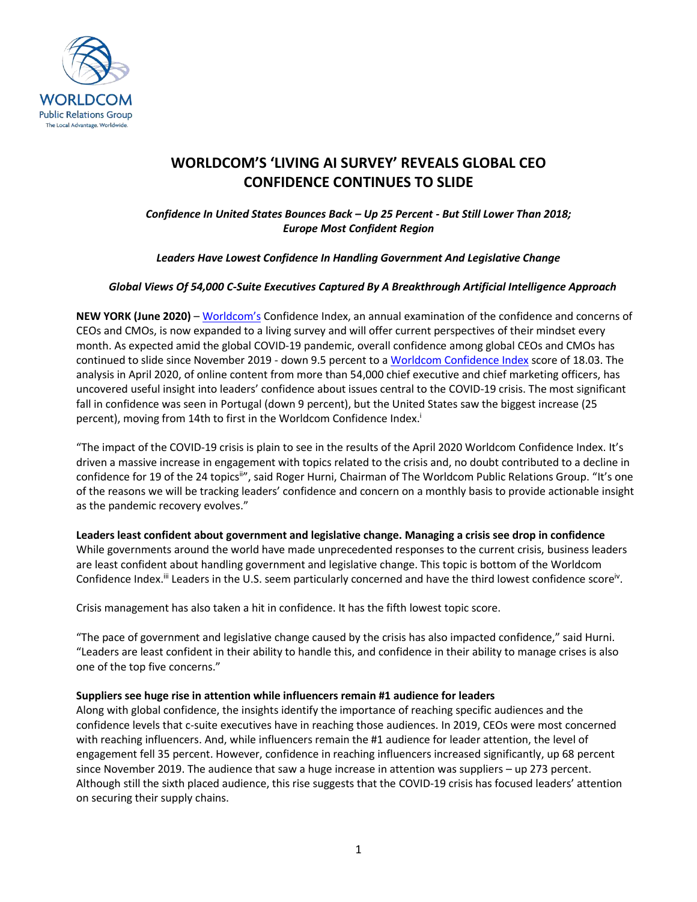# WORLDCOM'S 'LIVING AI SURVEY' REVEALS GLOBAL CEO CONFIDENCE CONTINUES TO SLIDE

*Confidence In United States Bounces Back – Up 25 Percent - But Still Lower Than 2018; Europe Most Confident Region*

*Leaders Have Lowest Confidence In Handling Government And Legislative Change*

*Global Views Of 54,000 C-Suite Executives Captured By A Breakthrough Artificial Intelligence Approach*

**NEW YORK (June 2020)** – Worldcom's Confidence Index, an annual examination of the confidence and concerns of CEOs and CMOs, is now expanded to a living survey and will offer current perspectives of their mindset every month. As expected amid the global COVID-19 pandemic, overall confidence among global CEOs and CMOs has continued to slide since November 2019 - down 9.5 percent to a Worldcom Confidence Index score of 18.03. The analysis in April 2020, of online content from more than 54,000 chief executive and chief marketing officers, has uncovered useful insight into leaders' confidence about issues central to the COVID-19 crisis. The most significant fall in confidence was seen in Portugal (down 9 percent), but the United States saw the biggest increase (25 percent), moving from 14th to first in the Worldcom Confidence Index.[i]

"The impact of the COVID-19 crisis is plain to see in the results of the April 2020 Worldcom Confidence Index. It's driven a massive increase in engagement with topics related to the crisis and, no doubt contributed to a decline in confidence for 19 of the 24 topics[ii]", said Roger Hurni, Chairman of The Worldcom Public Relations Group. "It's one of the reasons we will be tracking leaders' confidence and concern on a monthly basis to provide actionable insight as the pandemic recovery evolves."

**Leaders least confident about government and legislative change. Managing a crisis see drop in confidence**

While governments around the world have made unprecedented responses to the current crisis, business leaders are least confident about handling government and legislative change. This topic is bottom of the Worldcom Confidence Index.[iii] Leaders in the U.S. seem particularly concerned and have the third lowest confidence score[iv].

Crisis management has also taken a hit in confidence. It has the fifth lowest topic score.

"The pace of government and legislative change caused by the crisis has also impacted confidence," said Hurni. "Leaders are least confident in their ability to handle this, and confidence in their ability to manage crises is also one of the top five concerns."

**Suppliers see huge rise in attention while influencers remain #1 audience for leaders**

Along with global confidence, the insights identify the importance of reaching specific audiences and the confidence levels that c-suite executives have in reaching those audiences. In 2019, CEOs were most concerned with reaching influencers. And, while influencers remain the #1 audience for leader attention, the level of engagement fell 35 percent. However, confidence in reaching influencers increased significantly, up 68 percent since November 2019. The audience that saw a huge increase in attention was suppliers – up 273 percent. Although still the sixth placed audience, this rise suggests that the COVID-19 crisis has focused leaders' attention on securing their supply chains.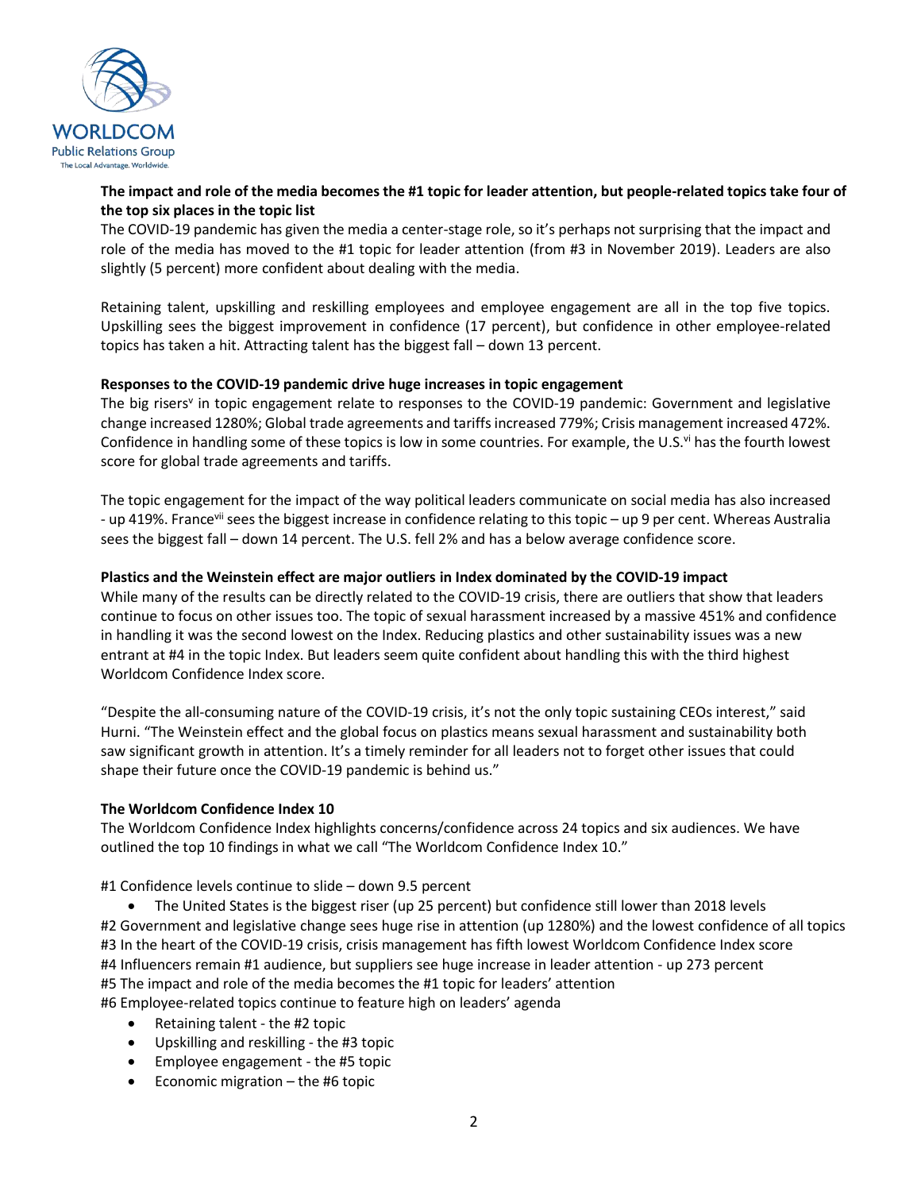**The impact and role of the media becomes the #1 topic for leader attention, but people-related topics take four of the top six places in the topic list**

The COVID-19 pandemic has given the media a center-stage role, so it's perhaps not surprising that the impact and role of the media has moved to the #1 topic for leader attention (from #3 in November 2019). Leaders are also slightly (5 percent) more confident about dealing with the media.

Retaining talent, upskilling and reskilling employees and employee engagement are all in the top five topics. Upskilling sees the biggest improvement in confidence (17 percent), but confidence in other employee-related topics has taken a hit. Attracting talent has the biggest fall – down 13 percent.

**Responses to the COVID-19 pandemic drive huge increases in topic engagement**

The big risers[v] in topic engagement relate to responses to the COVID-19 pandemic: Government and legislative change increased 1280%; Global trade agreements and tariffs increased 779%; Crisis management increased 472%. Confidence in handling some of these topics is low in some countries. For example, the U.S.[vi] has the fourth lowest score for global trade agreements and tariffs.

The topic engagement for the impact of the way political leaders communicate on social media has also increased - up 419%. France[vii] sees the biggest increase in confidence relating to this topic – up 9 per cent. Whereas Australia sees the biggest fall – down 14 percent. The U.S. fell 2% and has a below average confidence score.

**Plastics and the Weinstein effect are major outliers in Index dominated by the COVID-19 impact**

While many of the results can be directly related to the COVID-19 crisis, there are outliers that show that leaders continue to focus on other issues too. The topic of sexual harassment increased by a massive 451% and confidence in handling it was the second lowest on the Index. Reducing plastics and other sustainability issues was a new entrant at #4 in the topic Index. But leaders seem quite confident about handling this with the third highest Worldcom Confidence Index score.

"Despite the all-consuming nature of the COVID-19 crisis, it's not the only topic sustaining CEOs interest," said Hurni. "The Weinstein effect and the global focus on plastics means sexual harassment and sustainability both saw significant growth in attention. It's a timely reminder for all leaders not to forget other issues that could shape their future once the COVID-19 pandemic is behind us."

**The Worldcom Confidence Index 10**

The Worldcom Confidence Index highlights concerns/confidence across 24 topics and six audiences. We have outlined the top 10 findings in what we call "The Worldcom Confidence Index 10."

#1 Confidence levels continue to slide – down 9.5 percent

- The United States is the biggest riser (up 25 percent) but confidence still lower than 2018 levels

#2 Government and legislative change sees huge rise in attention (up 1280%) and the lowest confidence of all topics

#3 In the heart of the COVID-19 crisis, crisis management has fifth lowest Worldcom Confidence Index score

#4 Influencers remain #1 audience, but suppliers see huge increase in leader attention - up 273 percent

#5 The impact and role of the media becomes the #1 topic for leaders' attention

#6 Employee-related topics continue to feature high on leaders' agenda

- Retaining talent - the #2 topic
- Upskilling and reskilling - the #3 topic
- Employee engagement - the #5 topic
- Economic migration – the #6 topic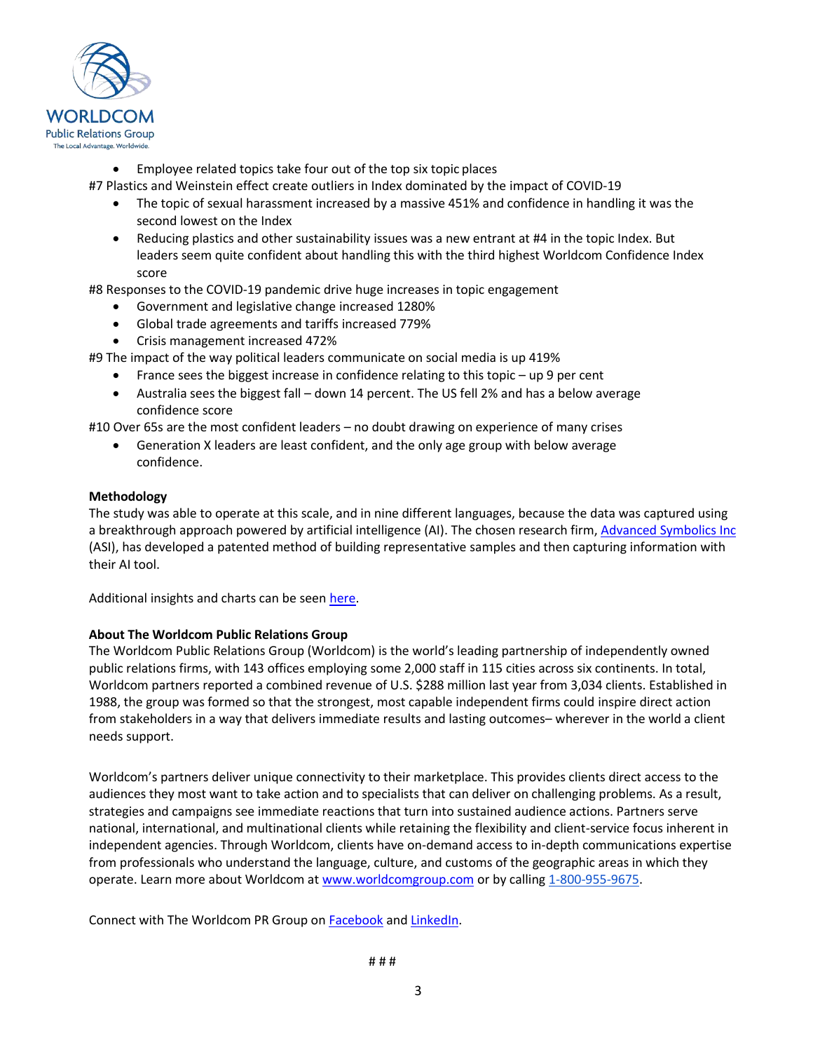- Employee related topics take four out of the top six topic places

#7 Plastics and Weinstein effect create outliers in Index dominated by the impact of COVID-19

- The topic of sexual harassment increased by a massive 451% and confidence in handling it was the second lowest on the Index
- Reducing plastics and other sustainability issues was a new entrant at #4 in the topic Index. But leaders seem quite confident about handling this with the third highest Worldcom Confidence Index score

#8 Responses to the COVID-19 pandemic drive huge increases in topic engagement

- Government and legislative change increased 1280%
- Global trade agreements and tariffs increased 779%
- Crisis management increased 472%

#9 The impact of the way political leaders communicate on social media is up 419%

- France sees the biggest increase in confidence relating to this topic – up 9 per cent
- Australia sees the biggest fall – down 14 percent. The US fell 2% and has a below average confidence score

#10 Over 65s are the most confident leaders – no doubt drawing on experience of many crises

- Generation X leaders are least confident, and the only age group with below average confidence.

**Methodology**

The study was able to operate at this scale, and in nine different languages, because the data was captured using a breakthrough approach powered by artificial intelligence (AI). The chosen research firm, [Advanced Symbolics Inc](#) (ASI), has developed a patented method of building representative samples and then capturing information with their AI tool.

Additional insights and charts can be seen [here](#).

**About The Worldcom Public Relations Group**

The Worldcom Public Relations Group (Worldcom) is the world's leading partnership of independently owned public relations firms, with 143 offices employing some 2,000 staff in 115 cities across six continents. In total, Worldcom partners reported a combined revenue of U.S. $288 million last year from 3,034 clients. Established in 1988, the group was formed so that the strongest, most capable independent firms could inspire direct action from stakeholders in a way that delivers immediate results and lasting outcomes– wherever in the world a client needs support.

Worldcom's partners deliver unique connectivity to their marketplace. This provides clients direct access to the audiences they most want to take action and to specialists that can deliver on challenging problems. As a result, strategies and campaigns see immediate reactions that turn into sustained audience actions. Partners serve national, international, and multinational clients while retaining the flexibility and client-service focus inherent in independent agencies. Through Worldcom, clients have on-demand access to in-depth communications expertise from professionals who understand the language, culture, and customs of the geographic areas in which they operate. Learn more about Worldcom at [www.worldcomgroup.com](http://www.worldcomgroup.com) or by calling 1-800-955-9675.

Connect with The Worldcom PR Group on [Facebook](#) and [LinkedIn](#).

# # #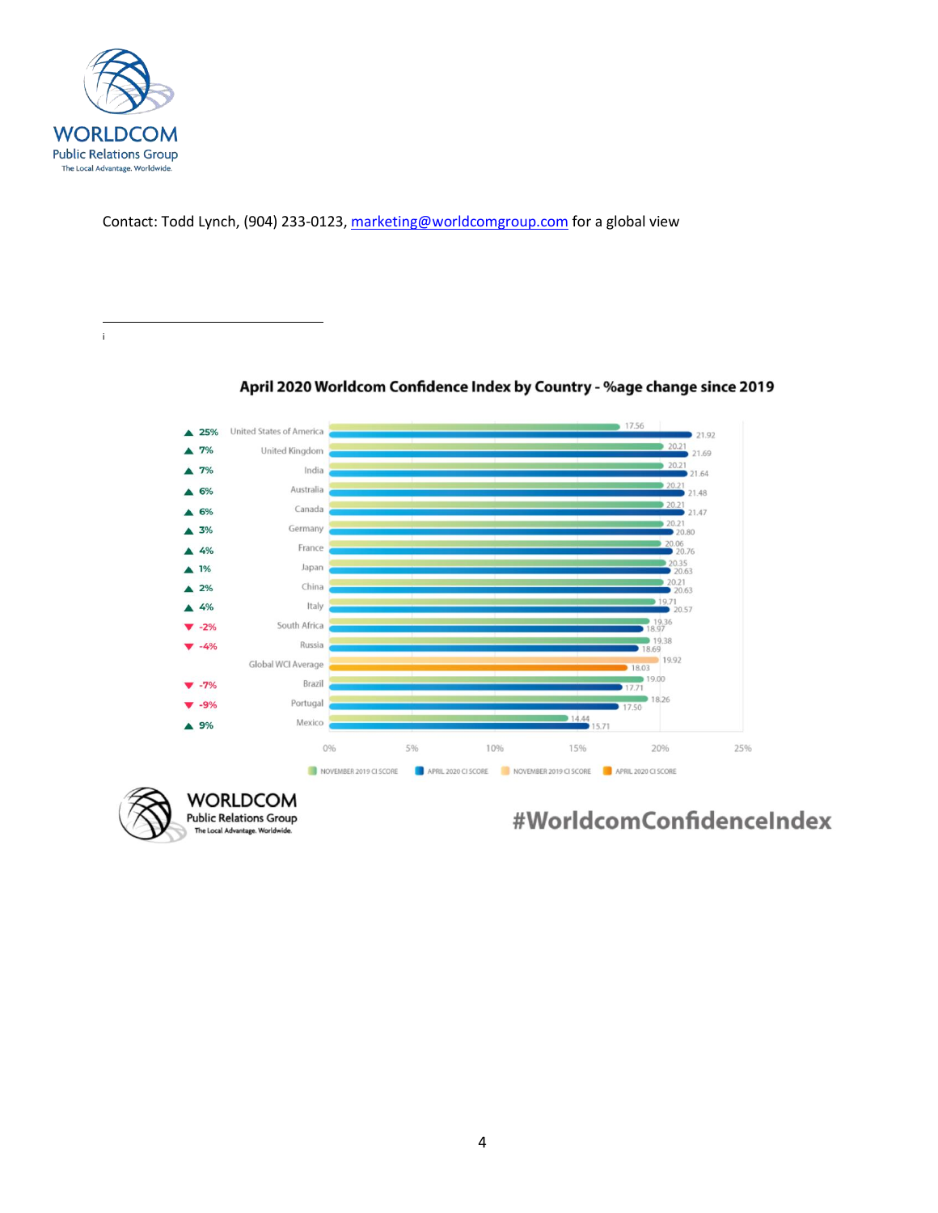Contact: Todd Lynch, (904) 233-0123, marketing@worldcomgroup.com for a global view

---

i

## April 2020 Worldcom Confidence Index by Country - %age change since 2019

| % change | Country | November 2019 CI Score | April 2020 CI Score |
|---|---|---|---|
| ▲ 25% | United States of America | 17.56 | 21.92 |
| ▲ 7% | United Kingdom | 20.21 | 21.69 |
| ▲ 7% | India | 20.21 | 21.64 |
| ▲ 6% | Australia | 20.21 | 21.48 |
| ▲ 6% | Canada | 20.21 | 21.47 |
| ▲ 3% | Germany | 20.21 | 20.80 |
| ▲ 4% | France | 20.06 | 20.76 |
| ▲ 1% | Japan | 20.35 | 20.63 |
| ▲ 2% | China | 20.21 | 20.63 |
| ▲ 4% | Italy | 19.71 | 20.57 |
| ▼ -2% | South Africa | 19.36 | 18.97 |
| ▼ -4% | Russia | 19.38 | 18.69 |
| | Global WCI Average | 19.92 | 18.03 |
| ▼ -7% | Brazil | 19.00 | 17.71 |
| ▼ -9% | Portugal | 18.26 | 17.50 |
| ▲ 9% | Mexico | 14.44 | 15.71 |

#WorldcomConfidenceIndex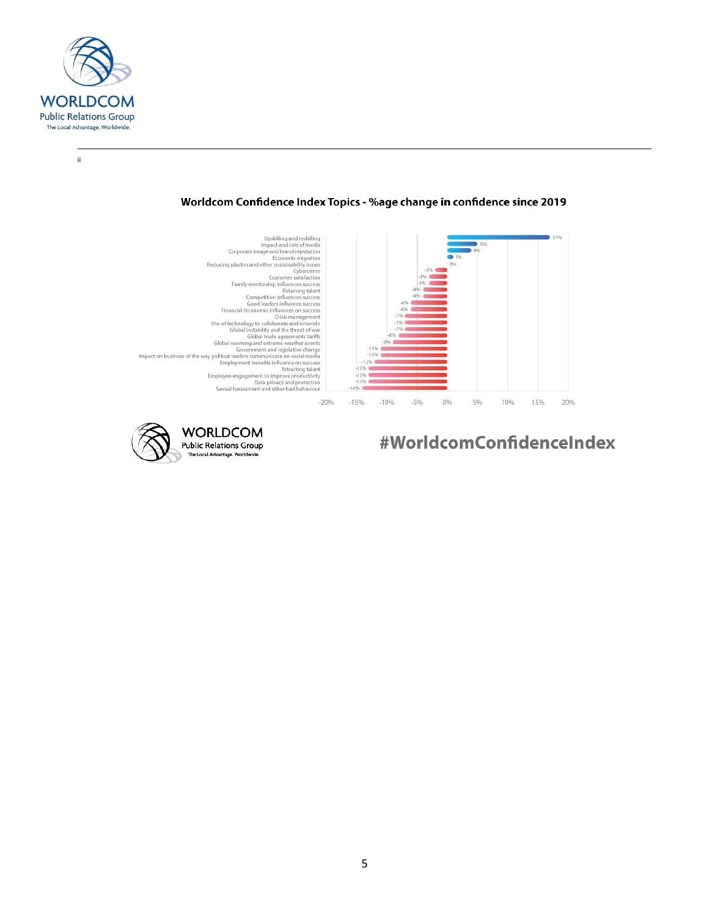ii

## Worldcom Confidence Index Topics - %age change in confidence since 2019

| Topic | % change |
| --- | --- |
| Upskilling and reskilling | 17% |
| Impact and role of media | 5% |
| Corporate image and brand reputation | 4% |
| Economic migration | 1% |
| Reducing plastics and other sustainability issues | 0% |
| Cybercrime | -2% |
| Customer satisfaction | -3% |
| Family mentorship influences success | -3% |
| Retaining talent | -4% |
| Competition influences success | -4% |
| Good leaders influence success | -6% |
| Financial /economic influences on success | -6% |
| Crisis management | -7% |
| Use of technology to collaborate and innovate | -7% |
| Global instability and the threat of war | -7% |
| Global trade agreements tariffs | -8% |
| Global warming and extreme weather events | -9% |
| Government and legislative change | -11% |
| Impact on business of the way political leaders communicate on social media | -11% |
| Employment benefits influence on success | -12% |
| Attracting talent | -13% |
| Employee engagement to improve productivity | -13% |
| Data privacy and protection | -13% |
| Sexual harassment and other bad behaviour | -14% |

WORLDCOM
Public Relations Group
The Local Advantage. Worldwide.

#WorldcomConfidenceIndex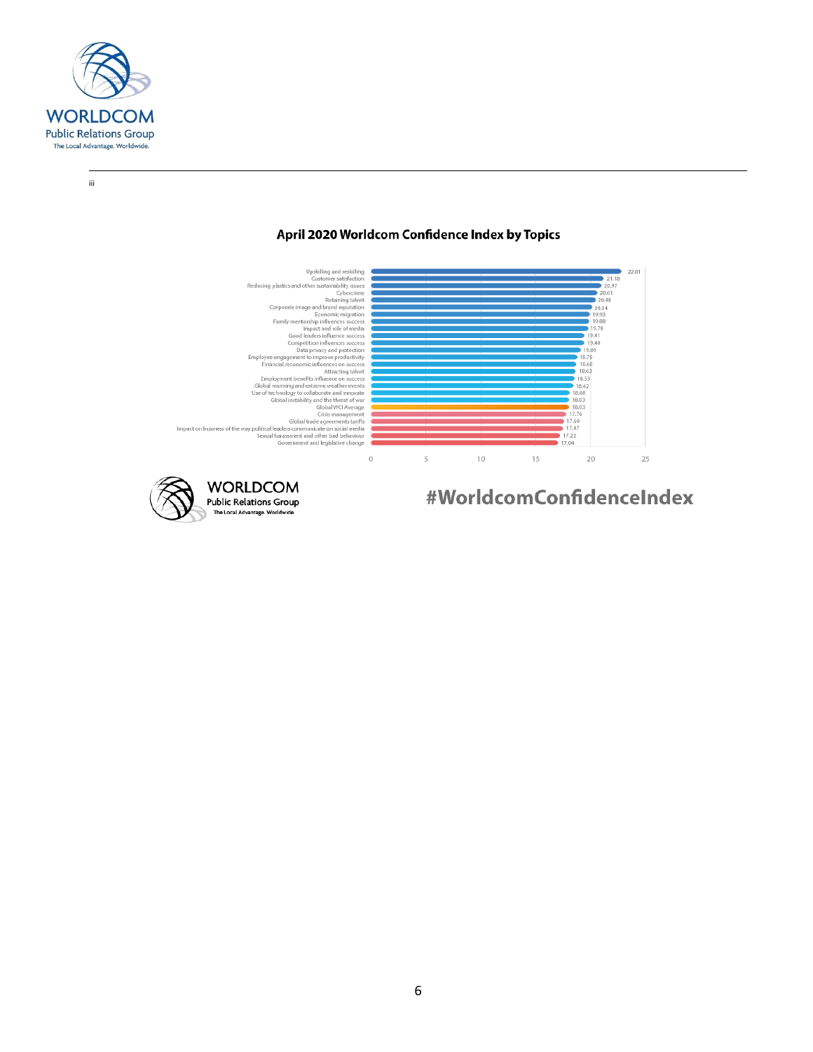iii

## April 2020 Worldcom Confidence Index by Topics

| Topic | Value |
| --- | --- |
| Upskilling and reskilling | 22.81 |
| Customer satisfaction | 21.18 |
| Reducing plastics and other sustainability issues | 20.97 |
| Cybercrime | 20.61 |
| Retaining talent | 20.48 |
| Corporate image and brand reputation | 20.14 |
| Economic migration | 19.93 |
| Family mentorship influences success | 19.88 |
| Impact and role of media | 19.78 |
| Good leaders influence success | 19.41 |
| Competition influences success | 19.40 |
| Data privacy and protection | 19.09 |
| Employee engagement to improve productivity | 18.78 |
| Financial /economic influences on success | 18.68 |
| Attracting talent | 18.63 |
| Employment benefits influence on success | 18.53 |
| Global warming and extreme weather events | 18.42 |
| Use of technology to collaborate and innovate | 18.08 |
| Global instability and the threat of war | 18.03 |
| Global WCI Average | 18.03 |
| Crisis management | 17.76 |
| Global trade agreements tariffs | 17.59 |
| Impact on business of the way political leaders communicate on social media | 17.47 |
| Sexual harassment and other bad behaviour | 17.22 |
| Government and legislative change | 17.04 |

WORLDCOM Public Relations Group — The Local Advantage. Worldwide.

#WorldcomConfidenceIndex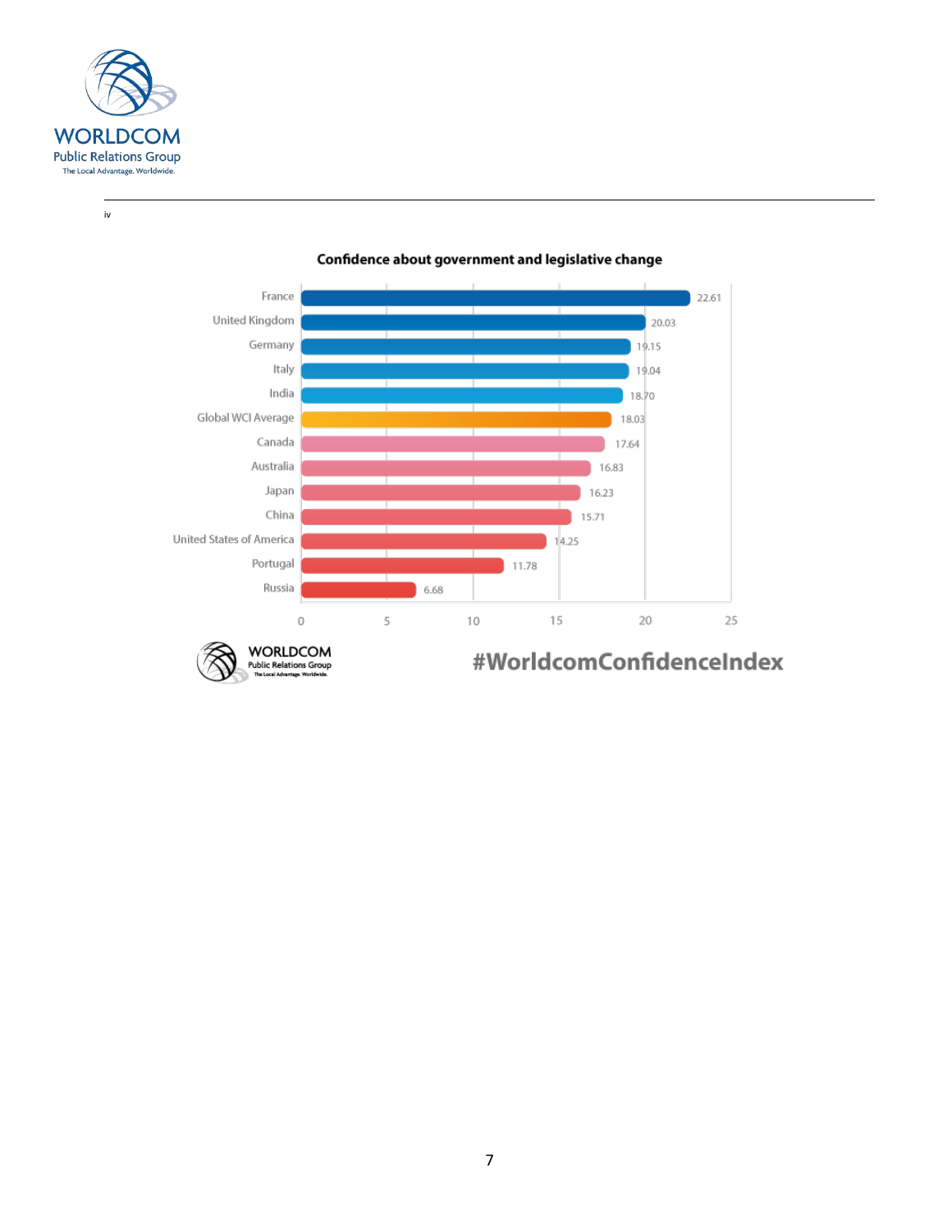iv

**Confidence about government and legislative change**

| Country | Score |
|---|---|
| France | 22.61 |
| United Kingdom | 20.03 |
| Germany | 19.15 |
| Italy | 19.04 |
| India | 18.70 |
| Global WCI Average | 18.03 |
| Canada | 17.64 |
| Australia | 16.83 |
| Japan | 16.23 |
| China | 15.71 |
| United States of America | 14.25 |
| Portugal | 11.78 |
| Russia | 6.68 |

WORLDCOM Public Relations Group — The Local Advantage. Worldwide.

#WorldcomConfidenceIndex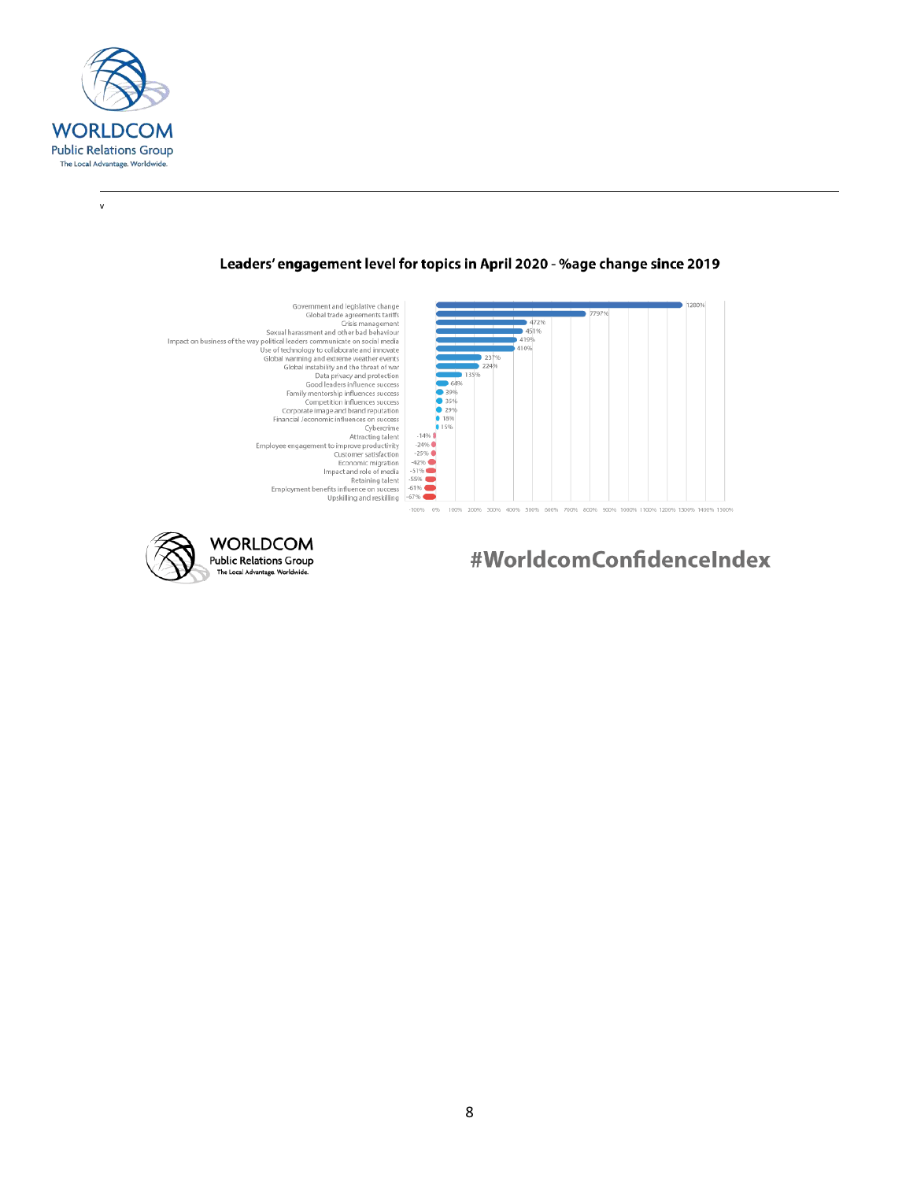v

### Leaders' engagement level for topics in April 2020 - %age change since 2019

| Topic | % change since 2019 |
| --- | --- |
| Government and legislative change | 1280% |
| Global trade agreements tariffs | 7797% |
| Crisis management | 472% |
| Sexual harassment and other bad behaviour | 451% |
| Impact on business of the way political leaders communicate on social media | 419% |
| Use of technology to collaborate and innovate | 410% |
| Global warming and extreme weather events | 237% |
| Global instability and the threat of war | 224% |
| Data privacy and protection | 135% |
| Good leaders influence success | 64% |
| Family mentorship influences success | 39% |
| Competition influences success | 35% |
| Corporate image and brand reputation | 29% |
| Financial /economic influences on success | 18% |
| Cybercrime | 15% |
| Attracting talent | -14% |
| Employee engagement to improve productivity | -24% |
| Customer satisfaction | -25% |
| Economic migration | -42% |
| Impact and role of media | -51% |
| Retaining talent | -55% |
| Employment benefits influence on success | -61% |
| Upskilling and reskilling | -67% |

#WorldcomConfidenceIndex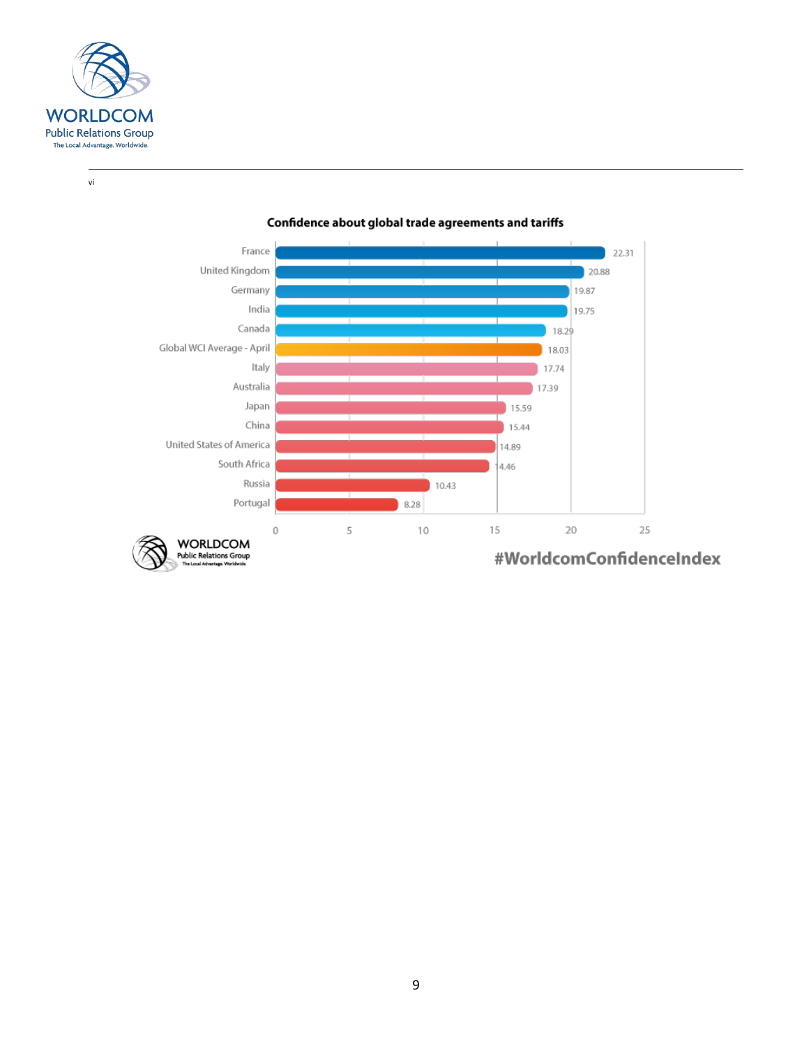vi

**Confidence about global trade agreements and tariffs**

| Country | Value |
|---|---|
| France | 22.31 |
| United Kingdom | 20.88 |
| Germany | 19.87 |
| India | 19.75 |
| Canada | 18.29 |
| Global WCI Average - April | 18.03 |
| Italy | 17.74 |
| Australia | 17.39 |
| Japan | 15.59 |
| China | 15.44 |
| United States of America | 14.89 |
| South Africa | 14.46 |
| Russia | 10.43 |
| Portugal | 8.28 |

#WorldcomConfidenceIndex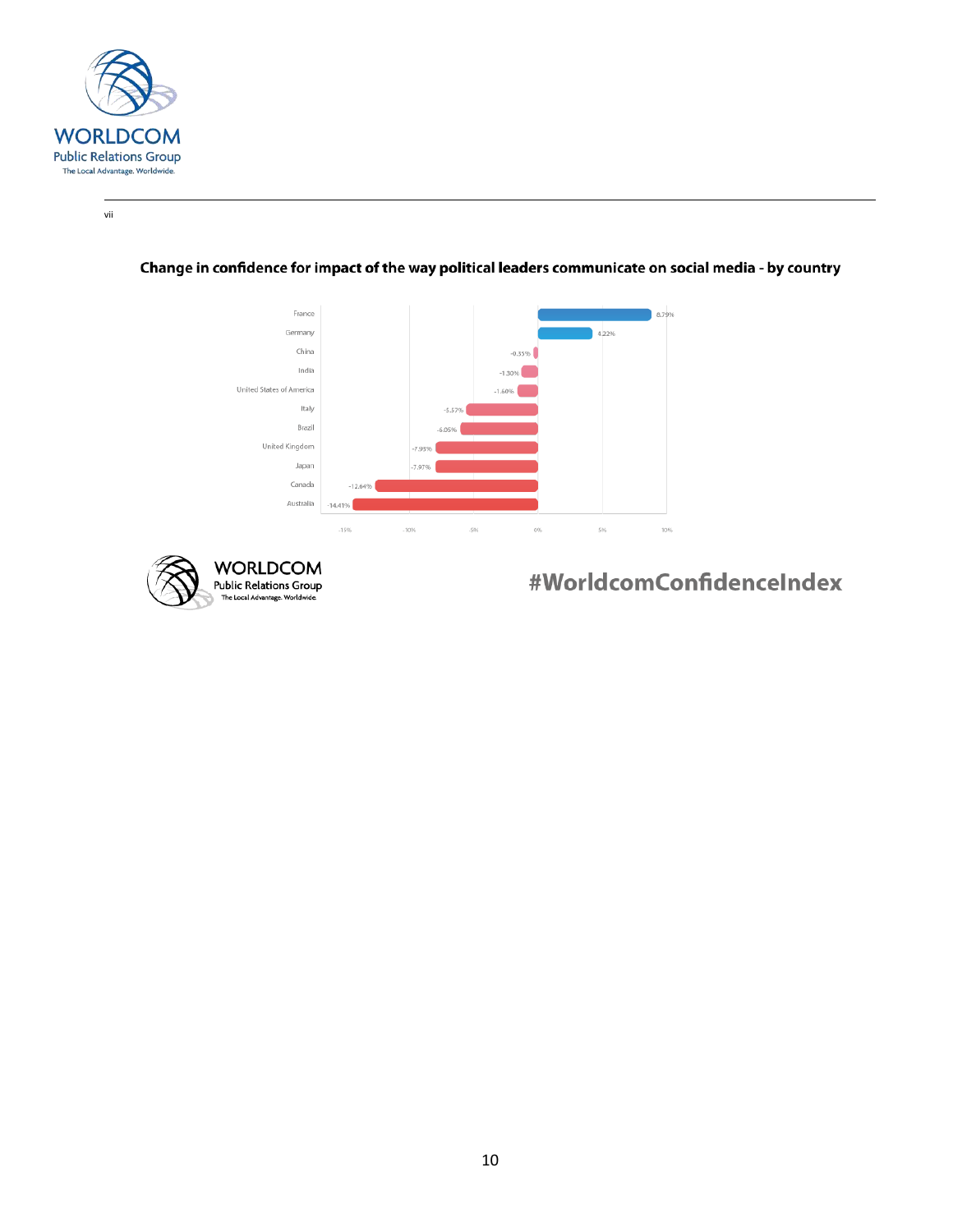vii

**Change in confidence for impact of the way political leaders communicate on social media - by country**

France
Germany
China
India
United States of America
Italy
Brazil
United Kingdom
Japan
Canada
Australia

8.79%
4.22%
-0.35%
-1.30%
-1.60%
-5.57%
-6.05%
-7.93%
-7.97%
-12.64%
-14.41%

-15%
-10%
-5%
0%
5%
10%

WORLDCOM
Public Relations Group
The Local Advantage. Worldwide.

#WorldcomConfidenceIndex